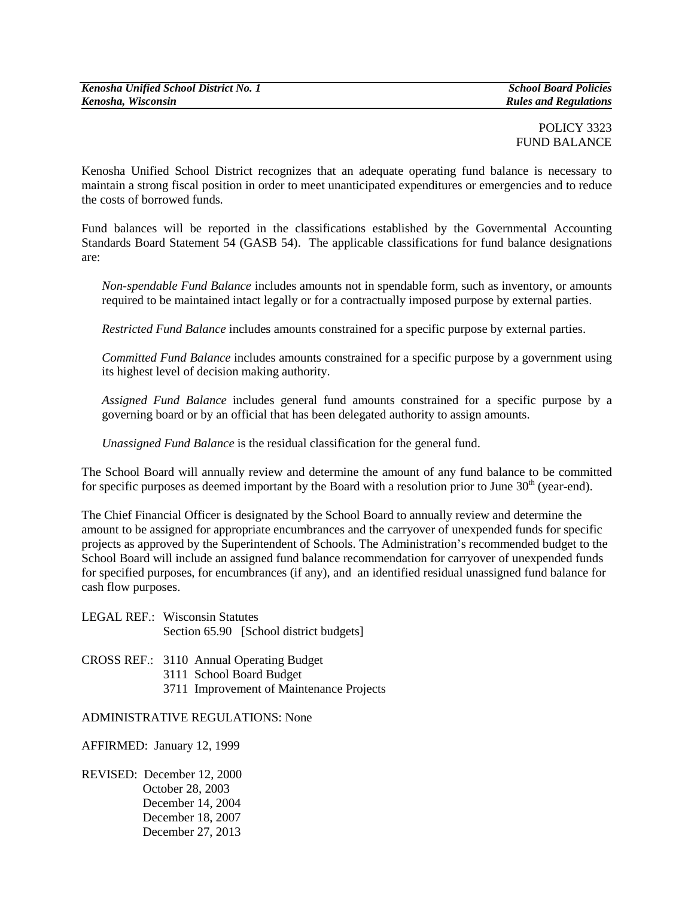POLICY 3323
FUND BALANCE

Kenosha Unified School District recognizes that an adequate operating fund balance is necessary to maintain a strong fiscal position in order to meet unanticipated expenditures or emergencies and to reduce the costs of borrowed funds.

Fund balances will be reported in the classifications established by the Governmental Accounting Standards Board Statement 54 (GASB 54). The applicable classifications for fund balance designations are:

*Non-spendable Fund Balance* includes amounts not in spendable form, such as inventory, or amounts required to be maintained intact legally or for a contractually imposed purpose by external parties.

*Restricted Fund Balance* includes amounts constrained for a specific purpose by external parties.

*Committed Fund Balance* includes amounts constrained for a specific purpose by a government using its highest level of decision making authority.

*Assigned Fund Balance* includes general fund amounts constrained for a specific purpose by a governing board or by an official that has been delegated authority to assign amounts.

*Unassigned Fund Balance* is the residual classification for the general fund.

The School Board will annually review and determine the amount of any fund balance to be committed for specific purposes as deemed important by the Board with a resolution prior to June 30th (year-end).

The Chief Financial Officer is designated by the School Board to annually review and determine the amount to be assigned for appropriate encumbrances and the carryover of unexpended funds for specific projects as approved by the Superintendent of Schools. The Administration's recommended budget to the School Board will include an assigned fund balance recommendation for carryover of unexpended funds for specified purposes, for encumbrances (if any), and an identified residual unassigned fund balance for cash flow purposes.

LEGAL REF.: Wisconsin Statutes
Section 65.90 [School district budgets]

CROSS REF.: 3110 Annual Operating Budget
3111 School Board Budget
3711 Improvement of Maintenance Projects

ADMINISTRATIVE REGULATIONS: None

AFFIRMED: January 12, 1999

REVISED: December 12, 2000
October 28, 2003
December 14, 2004
December 18, 2007
December 27, 2013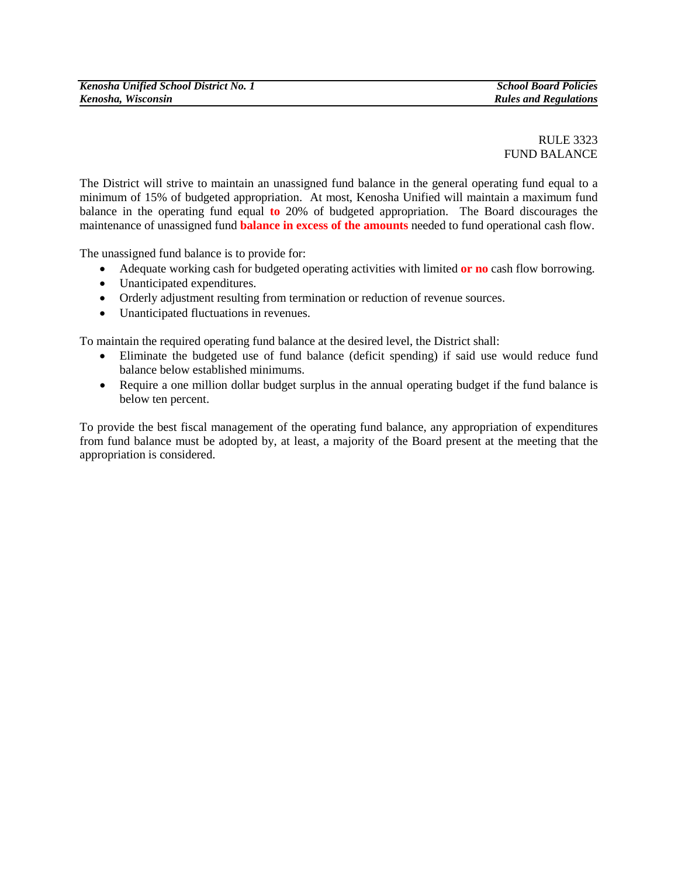RULE 3323
FUND BALANCE

The District will strive to maintain an unassigned fund balance in the general operating fund equal to a minimum of 15% of budgeted appropriation. At most, Kenosha Unified will maintain a maximum fund balance in the operating fund equal **to** 20% of budgeted appropriation. The Board discourages the maintenance of unassigned fund **balance in excess of the amounts** needed to fund operational cash flow.

The unassigned fund balance is to provide for:

- Adequate working cash for budgeted operating activities with limited **or no** cash flow borrowing.
- Unanticipated expenditures.
- Orderly adjustment resulting from termination or reduction of revenue sources.
- Unanticipated fluctuations in revenues.

To maintain the required operating fund balance at the desired level, the District shall:

- Eliminate the budgeted use of fund balance (deficit spending) if said use would reduce fund balance below established minimums.
- Require a one million dollar budget surplus in the annual operating budget if the fund balance is below ten percent.

To provide the best fiscal management of the operating fund balance, any appropriation of expenditures from fund balance must be adopted by, at least, a majority of the Board present at the meeting that the appropriation is considered.